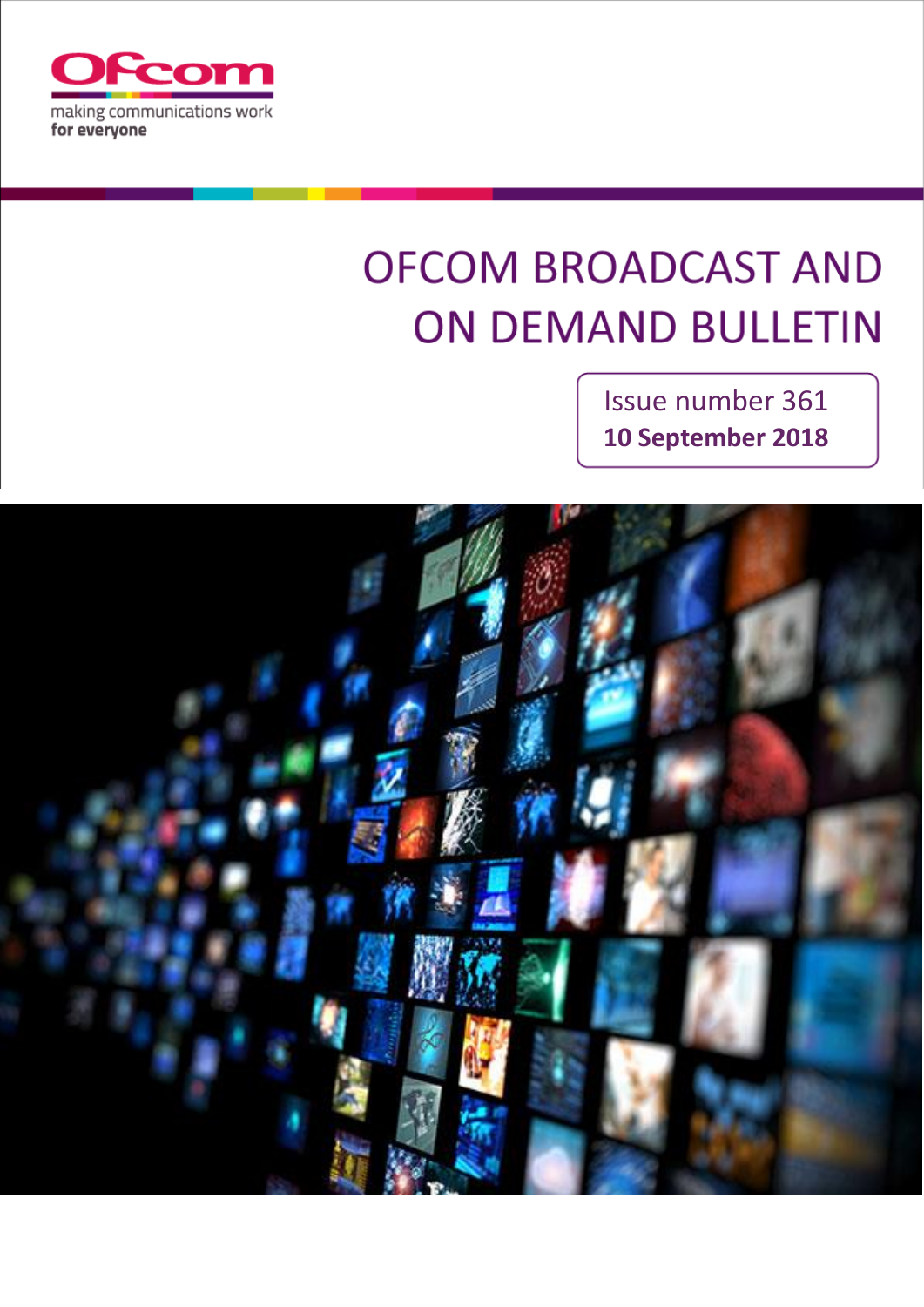Ofcom

making communications work
**for everyone**

# OFCOM BROADCAST AND ON DEMAND BULLETIN

Issue number 361
**10 September 2018**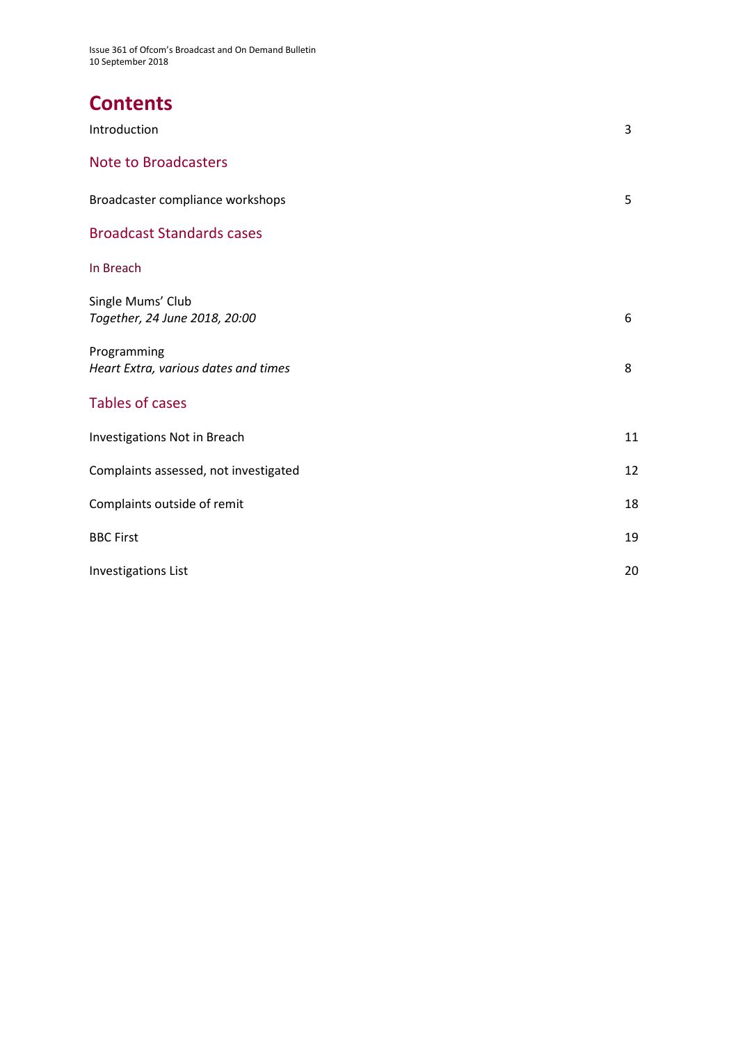# Contents

Introduction 3

## Note to Broadcasters

Broadcaster compliance workshops 5

## Broadcast Standards cases

### In Breach

Single Mums' Club
*Together, 24 June 2018, 20:00* 6

Programming
*Heart Extra, various dates and times* 8

## Tables of cases

Investigations Not in Breach 11

Complaints assessed, not investigated 12

Complaints outside of remit 18

BBC First 19

Investigations List 20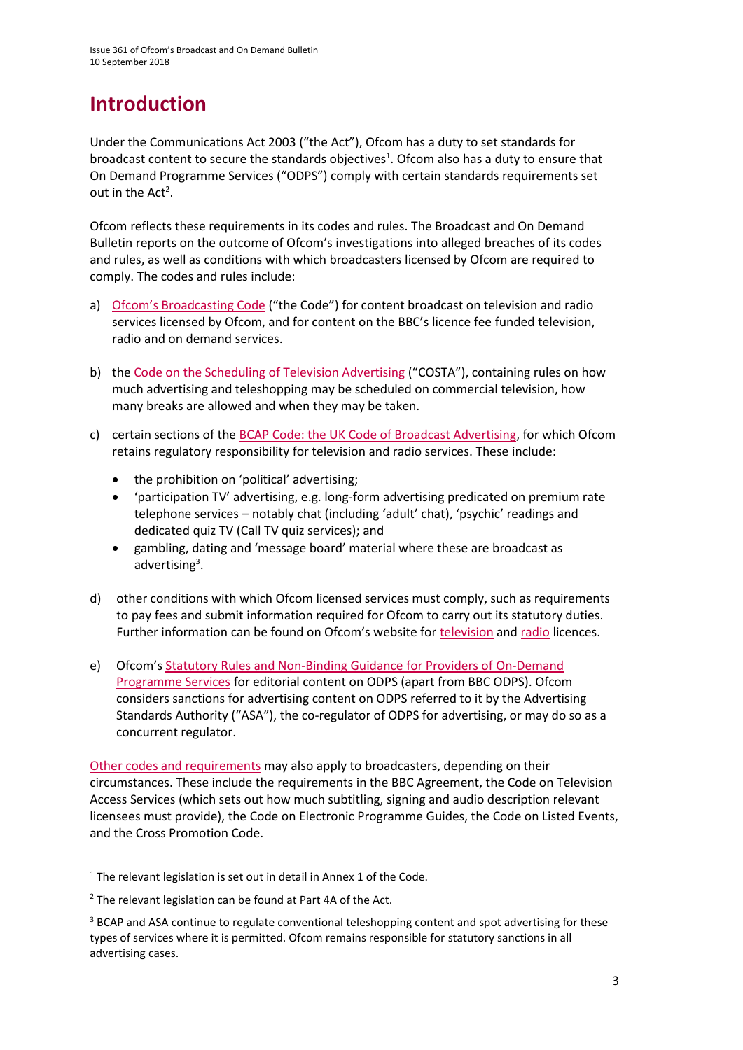# Introduction

Under the Communications Act 2003 ("the Act"), Ofcom has a duty to set standards for broadcast content to secure the standards objectives[1]. Ofcom also has a duty to ensure that On Demand Programme Services ("ODPS") comply with certain standards requirements set out in the Act[2].

Ofcom reflects these requirements in its codes and rules. The Broadcast and On Demand Bulletin reports on the outcome of Ofcom's investigations into alleged breaches of its codes and rules, as well as conditions with which broadcasters licensed by Ofcom are required to comply. The codes and rules include:

a) Ofcom's Broadcasting Code ("the Code") for content broadcast on television and radio services licensed by Ofcom, and for content on the BBC's licence fee funded television, radio and on demand services.

b) the Code on the Scheduling of Television Advertising ("COSTA"), containing rules on how much advertising and teleshopping may be scheduled on commercial television, how many breaks are allowed and when they may be taken.

c) certain sections of the BCAP Code: the UK Code of Broadcast Advertising, for which Ofcom retains regulatory responsibility for television and radio services. These include:
   - the prohibition on 'political' advertising;
   - 'participation TV' advertising, e.g. long-form advertising predicated on premium rate telephone services – notably chat (including 'adult' chat), 'psychic' readings and dedicated quiz TV (Call TV quiz services); and
   - gambling, dating and 'message board' material where these are broadcast as advertising[3].

d) other conditions with which Ofcom licensed services must comply, such as requirements to pay fees and submit information required for Ofcom to carry out its statutory duties. Further information can be found on Ofcom's website for television and radio licences.

e) Ofcom's Statutory Rules and Non-Binding Guidance for Providers of On-Demand Programme Services for editorial content on ODPS (apart from BBC ODPS). Ofcom considers sanctions for advertising content on ODPS referred to it by the Advertising Standards Authority ("ASA"), the co-regulator of ODPS for advertising, or may do so as a concurrent regulator.

Other codes and requirements may also apply to broadcasters, depending on their circumstances. These include the requirements in the BBC Agreement, the Code on Television Access Services (which sets out how much subtitling, signing and audio description relevant licensees must provide), the Code on Electronic Programme Guides, the Code on Listed Events, and the Cross Promotion Code.

---

[1] The relevant legislation is set out in detail in Annex 1 of the Code.

[2] The relevant legislation can be found at Part 4A of the Act.

[3] BCAP and ASA continue to regulate conventional teleshopping content and spot advertising for these types of services where it is permitted. Ofcom remains responsible for statutory sanctions in all advertising cases.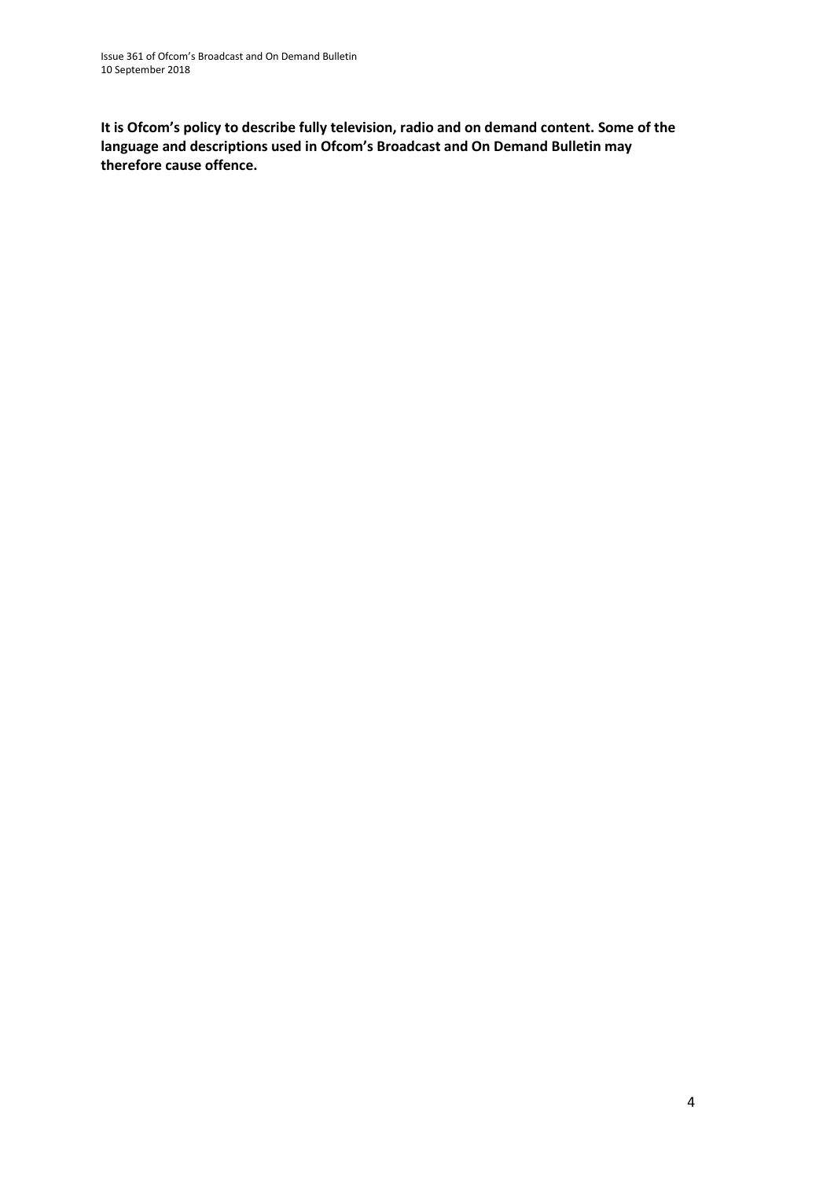**It is Ofcom's policy to describe fully television, radio and on demand content. Some of the language and descriptions used in Ofcom's Broadcast and On Demand Bulletin may therefore cause offence.**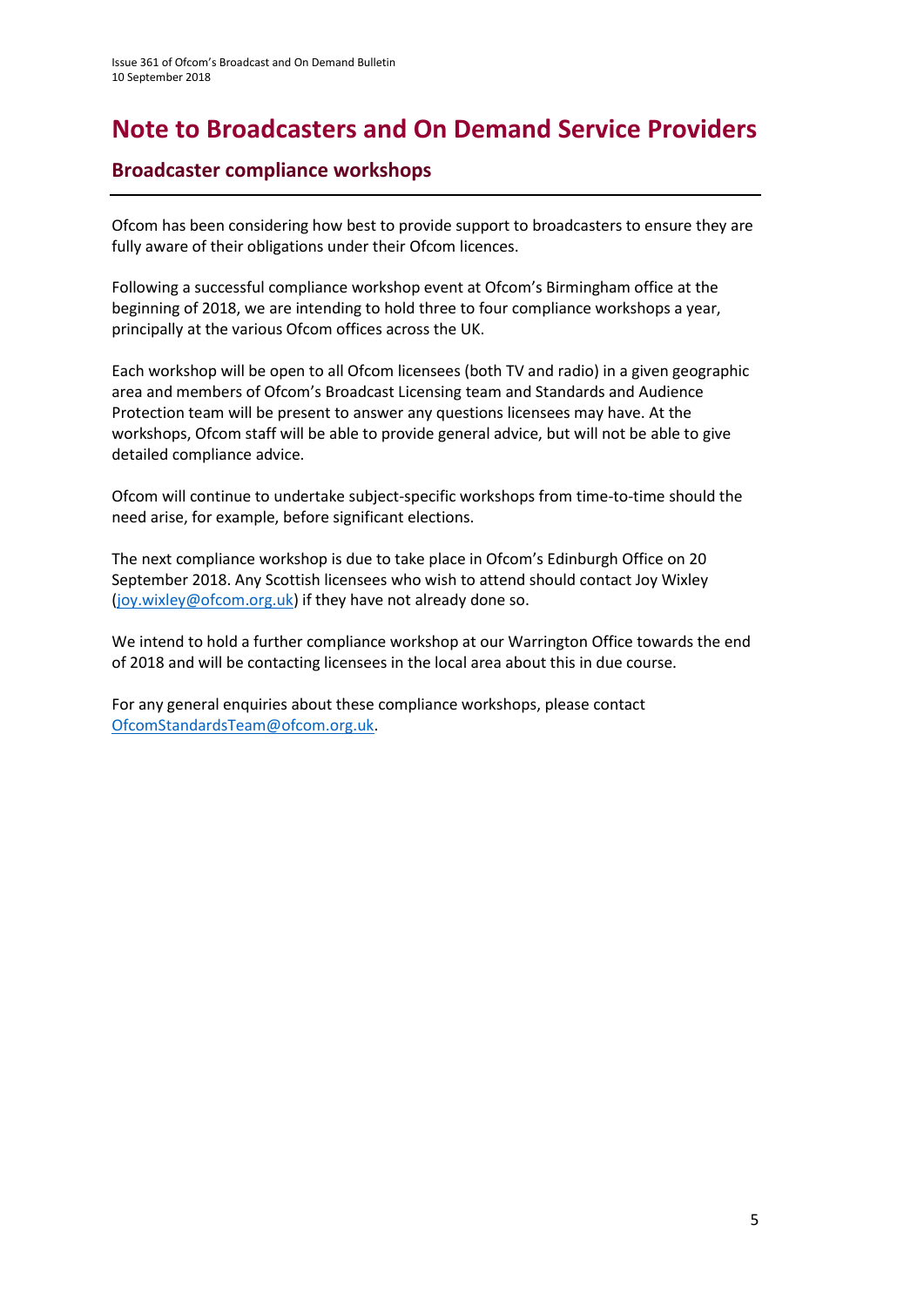# Note to Broadcasters and On Demand Service Providers

## Broadcaster compliance workshops

Ofcom has been considering how best to provide support to broadcasters to ensure they are fully aware of their obligations under their Ofcom licences.

Following a successful compliance workshop event at Ofcom's Birmingham office at the beginning of 2018, we are intending to hold three to four compliance workshops a year, principally at the various Ofcom offices across the UK.

Each workshop will be open to all Ofcom licensees (both TV and radio) in a given geographic area and members of Ofcom's Broadcast Licensing team and Standards and Audience Protection team will be present to answer any questions licensees may have. At the workshops, Ofcom staff will be able to provide general advice, but will not be able to give detailed compliance advice.

Ofcom will continue to undertake subject-specific workshops from time-to-time should the need arise, for example, before significant elections.

The next compliance workshop is due to take place in Ofcom's Edinburgh Office on 20 September 2018. Any Scottish licensees who wish to attend should contact Joy Wixley (joy.wixley@ofcom.org.uk) if they have not already done so.

We intend to hold a further compliance workshop at our Warrington Office towards the end of 2018 and will be contacting licensees in the local area about this in due course.

For any general enquiries about these compliance workshops, please contact OfcomStandardsTeam@ofcom.org.uk.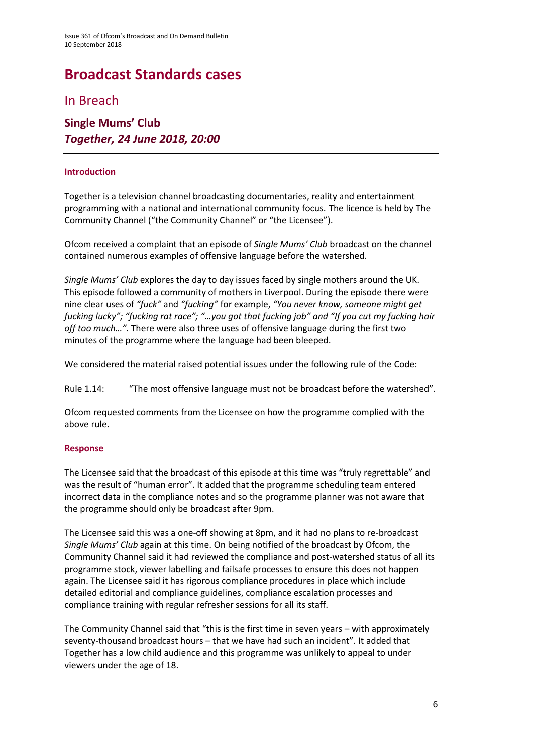# Broadcast Standards cases

## In Breach

### Single Mums' Club
### *Together, 24 June 2018, 20:00*

---

#### Introduction

Together is a television channel broadcasting documentaries, reality and entertainment programming with a national and international community focus. The licence is held by The Community Channel ("the Community Channel" or "the Licensee").

Ofcom received a complaint that an episode of *Single Mums' Club* broadcast on the channel contained numerous examples of offensive language before the watershed.

*Single Mums' Club* explores the day to day issues faced by single mothers around the UK. This episode followed a community of mothers in Liverpool. During the episode there were nine clear uses of *"fuck"* and *"fucking"* for example, *"You never know, someone might get fucking lucky"; "fucking rat race"; "…you got that fucking job" and "If you cut my fucking hair off too much…".* There were also three uses of offensive language during the first two minutes of the programme where the language had been bleeped.

We considered the material raised potential issues under the following rule of the Code:

Rule 1.14: "The most offensive language must not be broadcast before the watershed".

Ofcom requested comments from the Licensee on how the programme complied with the above rule.

#### Response

The Licensee said that the broadcast of this episode at this time was "truly regrettable" and was the result of "human error". It added that the programme scheduling team entered incorrect data in the compliance notes and so the programme planner was not aware that the programme should only be broadcast after 9pm.

The Licensee said this was a one-off showing at 8pm, and it had no plans to re-broadcast *Single Mums' Club* again at this time. On being notified of the broadcast by Ofcom, the Community Channel said it had reviewed the compliance and post-watershed status of all its programme stock, viewer labelling and failsafe processes to ensure this does not happen again. The Licensee said it has rigorous compliance procedures in place which include detailed editorial and compliance guidelines, compliance escalation processes and compliance training with regular refresher sessions for all its staff.

The Community Channel said that "this is the first time in seven years – with approximately seventy-thousand broadcast hours – that we have had such an incident". It added that Together has a low child audience and this programme was unlikely to appeal to under viewers under the age of 18.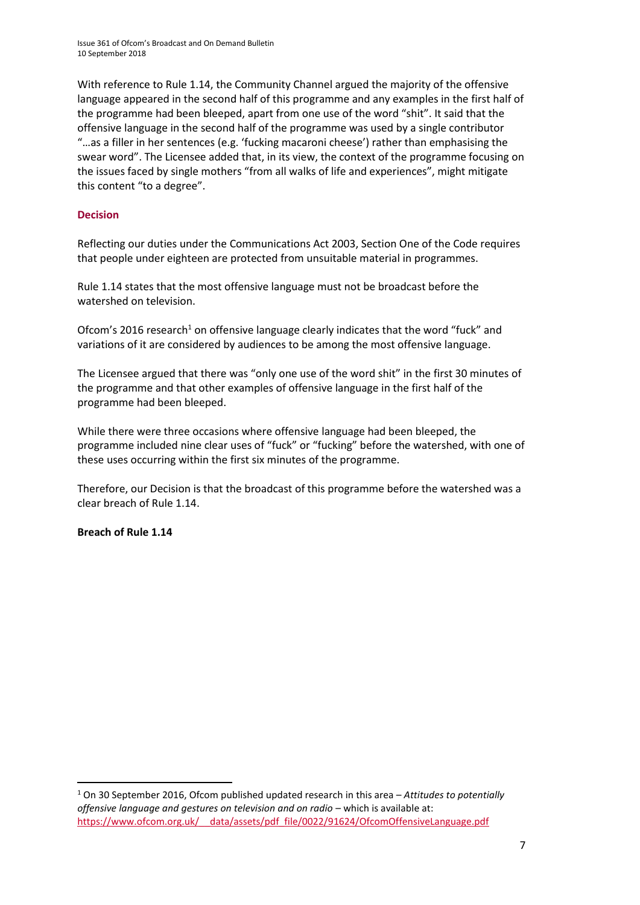With reference to Rule 1.14, the Community Channel argued the majority of the offensive language appeared in the second half of this programme and any examples in the first half of the programme had been bleeped, apart from one use of the word "shit". It said that the offensive language in the second half of the programme was used by a single contributor "…as a filler in her sentences (e.g. 'fucking macaroni cheese') rather than emphasising the swear word". The Licensee added that, in its view, the context of the programme focusing on the issues faced by single mothers "from all walks of life and experiences", might mitigate this content "to a degree".

### Decision

Reflecting our duties under the Communications Act 2003, Section One of the Code requires that people under eighteen are protected from unsuitable material in programmes.

Rule 1.14 states that the most offensive language must not be broadcast before the watershed on television.

Ofcom's 2016 research[1] on offensive language clearly indicates that the word "fuck" and variations of it are considered by audiences to be among the most offensive language.

The Licensee argued that there was "only one use of the word shit" in the first 30 minutes of the programme and that other examples of offensive language in the first half of the programme had been bleeped.

While there were three occasions where offensive language had been bleeped, the programme included nine clear uses of "fuck" or "fucking" before the watershed, with one of these uses occurring within the first six minutes of the programme.

Therefore, our Decision is that the broadcast of this programme before the watershed was a clear breach of Rule 1.14.

**Breach of Rule 1.14**

---

[1] On 30 September 2016, Ofcom published updated research in this area – *Attitudes to potentially offensive language and gestures on television and on radio* – which is available at: https://www.ofcom.org.uk/__data/assets/pdf_file/0022/91624/OfcomOffensiveLanguage.pdf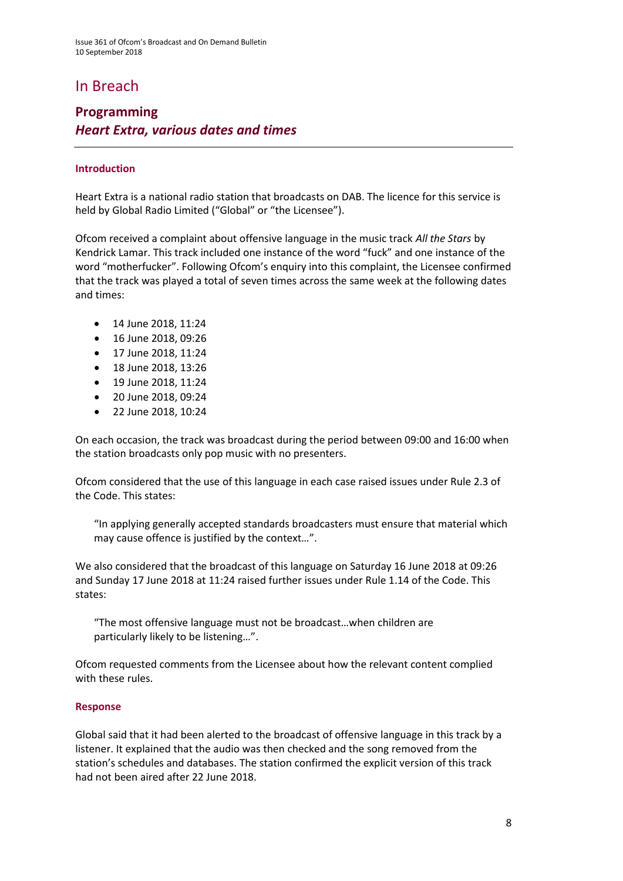# In Breach

## Programming
## *Heart Extra, various dates and times*

### Introduction

Heart Extra is a national radio station that broadcasts on DAB. The licence for this service is held by Global Radio Limited ("Global" or "the Licensee").

Ofcom received a complaint about offensive language in the music track *All the Stars* by Kendrick Lamar. This track included one instance of the word "fuck" and one instance of the word "motherfucker". Following Ofcom's enquiry into this complaint, the Licensee confirmed that the track was played a total of seven times across the same week at the following dates and times:

- 14 June 2018, 11:24
- 16 June 2018, 09:26
- 17 June 2018, 11:24
- 18 June 2018, 13:26
- 19 June 2018, 11:24
- 20 June 2018, 09:24
- 22 June 2018, 10:24

On each occasion, the track was broadcast during the period between 09:00 and 16:00 when the station broadcasts only pop music with no presenters.

Ofcom considered that the use of this language in each case raised issues under Rule 2.3 of the Code. This states:

> "In applying generally accepted standards broadcasters must ensure that material which may cause offence is justified by the context…".

We also considered that the broadcast of this language on Saturday 16 June 2018 at 09:26 and Sunday 17 June 2018 at 11:24 raised further issues under Rule 1.14 of the Code. This states:

> "The most offensive language must not be broadcast…when children are particularly likely to be listening…".

Ofcom requested comments from the Licensee about how the relevant content complied with these rules.

### Response

Global said that it had been alerted to the broadcast of offensive language in this track by a listener. It explained that the audio was then checked and the song removed from the station's schedules and databases. The station confirmed the explicit version of this track had not been aired after 22 June 2018.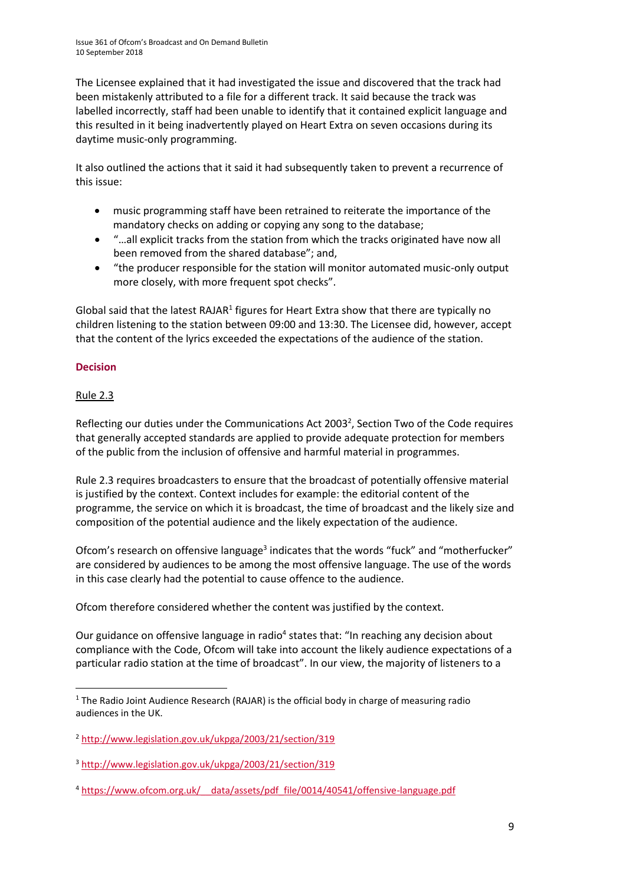The Licensee explained that it had investigated the issue and discovered that the track had been mistakenly attributed to a file for a different track. It said because the track was labelled incorrectly, staff had been unable to identify that it contained explicit language and this resulted in it being inadvertently played on Heart Extra on seven occasions during its daytime music-only programming.

It also outlined the actions that it said it had subsequently taken to prevent a recurrence of this issue:

- music programming staff have been retrained to reiterate the importance of the mandatory checks on adding or copying any song to the database;
- "…all explicit tracks from the station from which the tracks originated have now all been removed from the shared database"; and,
- "the producer responsible for the station will monitor automated music-only output more closely, with more frequent spot checks".

Global said that the latest RAJAR[1] figures for Heart Extra show that there are typically no children listening to the station between 09:00 and 13:30. The Licensee did, however, accept that the content of the lyrics exceeded the expectations of the audience of the station.

### Decision

Rule 2.3

Reflecting our duties under the Communications Act 2003[2], Section Two of the Code requires that generally accepted standards are applied to provide adequate protection for members of the public from the inclusion of offensive and harmful material in programmes.

Rule 2.3 requires broadcasters to ensure that the broadcast of potentially offensive material is justified by the context. Context includes for example: the editorial content of the programme, the service on which it is broadcast, the time of broadcast and the likely size and composition of the potential audience and the likely expectation of the audience.

Ofcom's research on offensive language[3] indicates that the words "fuck" and "motherfucker" are considered by audiences to be among the most offensive language. The use of the words in this case clearly had the potential to cause offence to the audience.

Ofcom therefore considered whether the content was justified by the context.

Our guidance on offensive language in radio[4] states that: "In reaching any decision about compliance with the Code, Ofcom will take into account the likely audience expectations of a particular radio station at the time of broadcast". In our view, the majority of listeners to a

---

[1] The Radio Joint Audience Research (RAJAR) is the official body in charge of measuring radio audiences in the UK.

[2] http://www.legislation.gov.uk/ukpga/2003/21/section/319

[3] http://www.legislation.gov.uk/ukpga/2003/21/section/319

[4] https://www.ofcom.org.uk/__data/assets/pdf_file/0014/40541/offensive-language.pdf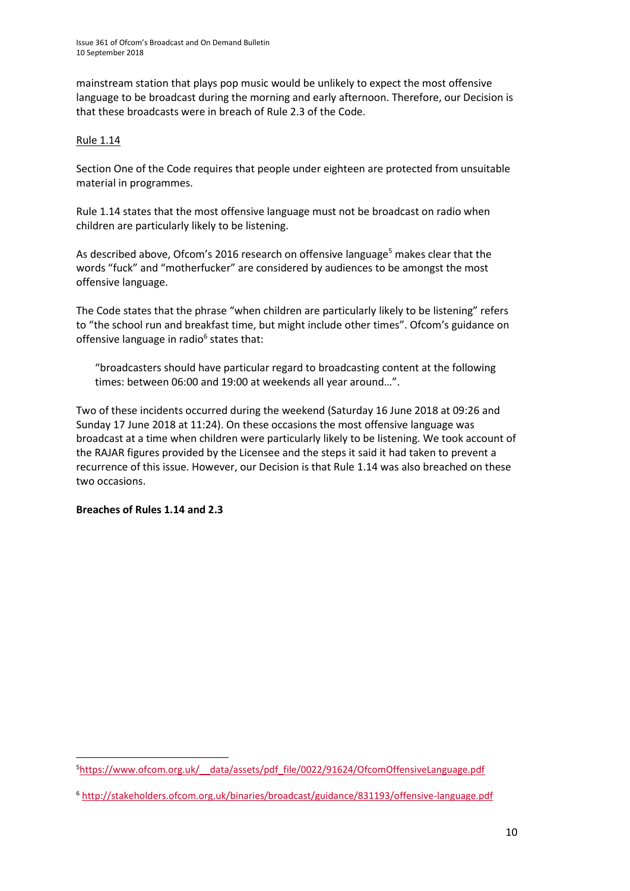mainstream station that plays pop music would be unlikely to expect the most offensive language to be broadcast during the morning and early afternoon. Therefore, our Decision is that these broadcasts were in breach of Rule 2.3 of the Code.

Rule 1.14

Section One of the Code requires that people under eighteen are protected from unsuitable material in programmes.

Rule 1.14 states that the most offensive language must not be broadcast on radio when children are particularly likely to be listening.

As described above, Ofcom's 2016 research on offensive language[5] makes clear that the words "fuck" and "motherfucker" are considered by audiences to be amongst the most offensive language.

The Code states that the phrase "when children are particularly likely to be listening" refers to "the school run and breakfast time, but might include other times". Ofcom's guidance on offensive language in radio[6] states that:

> "broadcasters should have particular regard to broadcasting content at the following times: between 06:00 and 19:00 at weekends all year around…".

Two of these incidents occurred during the weekend (Saturday 16 June 2018 at 09:26 and Sunday 17 June 2018 at 11:24). On these occasions the most offensive language was broadcast at a time when children were particularly likely to be listening. We took account of the RAJAR figures provided by the Licensee and the steps it said it had taken to prevent a recurrence of this issue. However, our Decision is that Rule 1.14 was also breached on these two occasions.

**Breaches of Rules 1.14 and 2.3**

---

[5] https://www.ofcom.org.uk/__data/assets/pdf_file/0022/91624/OfcomOffensiveLanguage.pdf

[6] http://stakeholders.ofcom.org.uk/binaries/broadcast/guidance/831193/offensive-language.pdf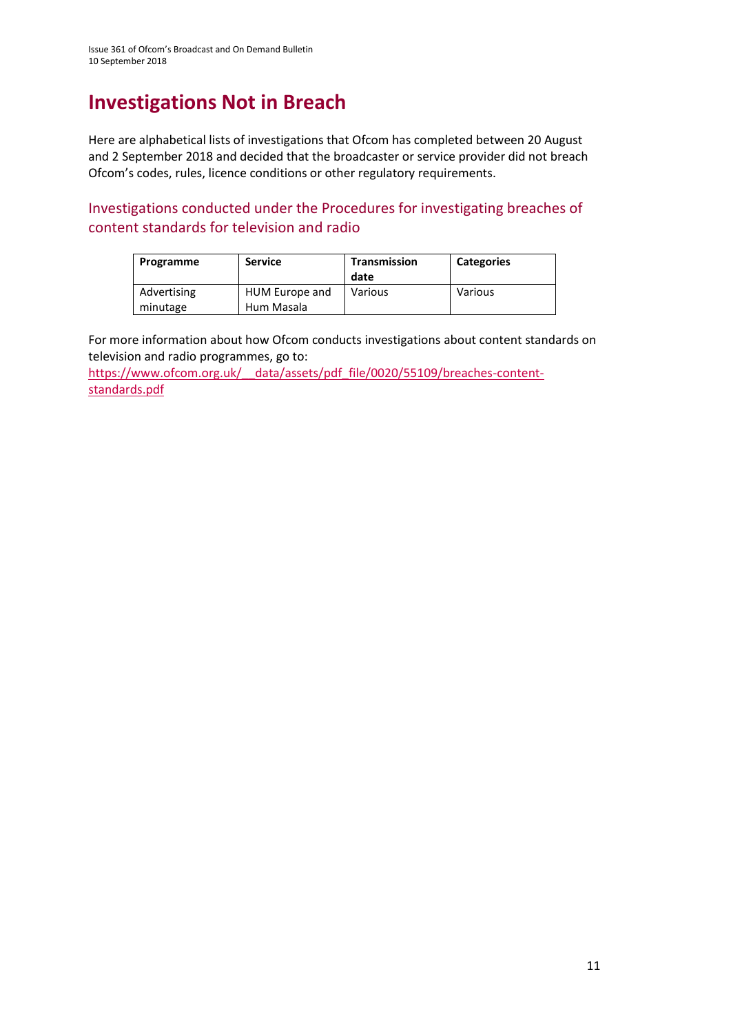# Investigations Not in Breach

Here are alphabetical lists of investigations that Ofcom has completed between 20 August and 2 September 2018 and decided that the broadcaster or service provider did not breach Ofcom's codes, rules, licence conditions or other regulatory requirements.

## Investigations conducted under the Procedures for investigating breaches of content standards for television and radio

| Programme | Service | Transmission date | Categories |
|---|---|---|---|
| Advertising minutage | HUM Europe and Hum Masala | Various | Various |

For more information about how Ofcom conducts investigations about content standards on television and radio programmes, go to:
https://www.ofcom.org.uk/__data/assets/pdf_file/0020/55109/breaches-content-standards.pdf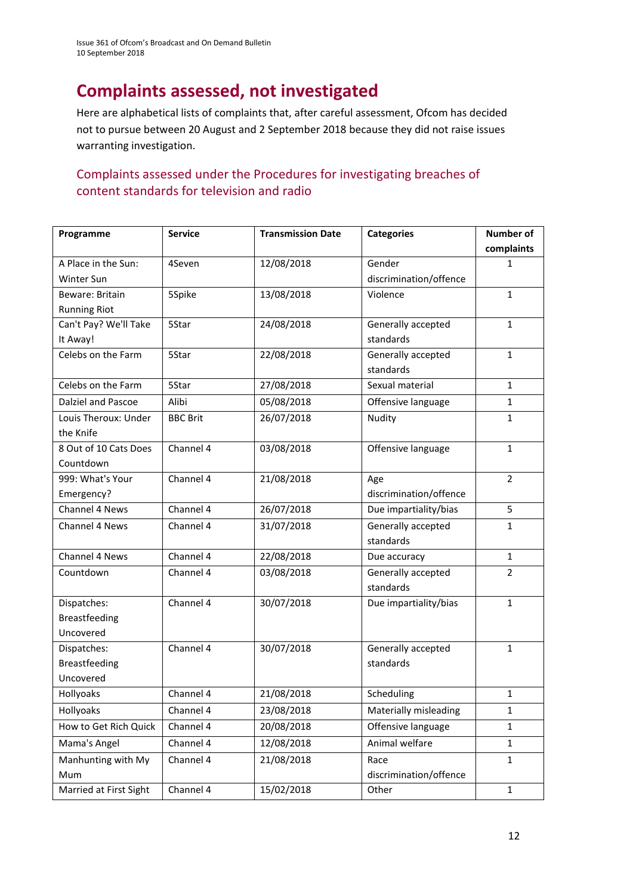# Complaints assessed, not investigated

Here are alphabetical lists of complaints that, after careful assessment, Ofcom has decided not to pursue between 20 August and 2 September 2018 because they did not raise issues warranting investigation.

## Complaints assessed under the Procedures for investigating breaches of content standards for television and radio

| Programme | Service | Transmission Date | Categories | Number of complaints |
|---|---|---|---|---|
| A Place in the Sun: Winter Sun | 4Seven | 12/08/2018 | Gender discrimination/offence | 1 |
| Beware: Britain Running Riot | 5Spike | 13/08/2018 | Violence | 1 |
| Can't Pay? We'll Take It Away! | 5Star | 24/08/2018 | Generally accepted standards | 1 |
| Celebs on the Farm | 5Star | 22/08/2018 | Generally accepted standards | 1 |
| Celebs on the Farm | 5Star | 27/08/2018 | Sexual material | 1 |
| Dalziel and Pascoe | Alibi | 05/08/2018 | Offensive language | 1 |
| Louis Theroux: Under the Knife | BBC Brit | 26/07/2018 | Nudity | 1 |
| 8 Out of 10 Cats Does Countdown | Channel 4 | 03/08/2018 | Offensive language | 1 |
| 999: What's Your Emergency? | Channel 4 | 21/08/2018 | Age discrimination/offence | 2 |
| Channel 4 News | Channel 4 | 26/07/2018 | Due impartiality/bias | 5 |
| Channel 4 News | Channel 4 | 31/07/2018 | Generally accepted standards | 1 |
| Channel 4 News | Channel 4 | 22/08/2018 | Due accuracy | 1 |
| Countdown | Channel 4 | 03/08/2018 | Generally accepted standards | 2 |
| Dispatches: Breastfeeding Uncovered | Channel 4 | 30/07/2018 | Due impartiality/bias | 1 |
| Dispatches: Breastfeeding Uncovered | Channel 4 | 30/07/2018 | Generally accepted standards | 1 |
| Hollyoaks | Channel 4 | 21/08/2018 | Scheduling | 1 |
| Hollyoaks | Channel 4 | 23/08/2018 | Materially misleading | 1 |
| How to Get Rich Quick | Channel 4 | 20/08/2018 | Offensive language | 1 |
| Mama's Angel | Channel 4 | 12/08/2018 | Animal welfare | 1 |
| Manhunting with My Mum | Channel 4 | 21/08/2018 | Race discrimination/offence | 1 |
| Married at First Sight | Channel 4 | 15/02/2018 | Other | 1 |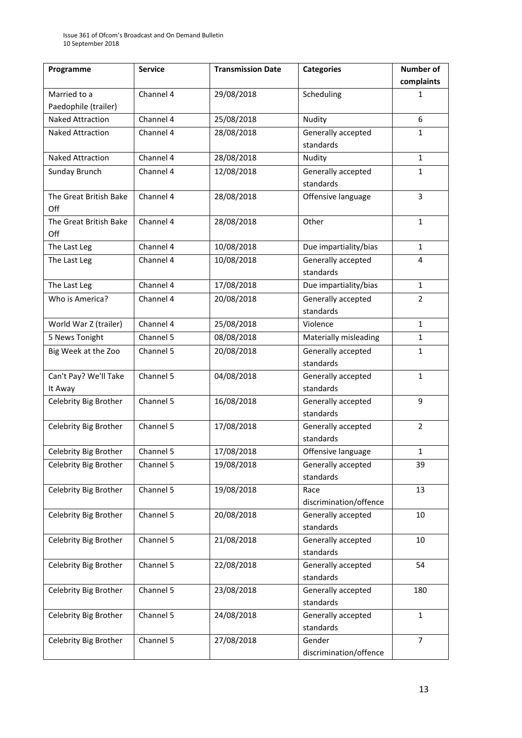| Programme | Service | Transmission Date | Categories | Number of complaints |
|---|---|---|---|---|
| Married to a Paedophile (trailer) | Channel 4 | 29/08/2018 | Scheduling | 1 |
| Naked Attraction | Channel 4 | 25/08/2018 | Nudity | 6 |
| Naked Attraction | Channel 4 | 28/08/2018 | Generally accepted standards | 1 |
| Naked Attraction | Channel 4 | 28/08/2018 | Nudity | 1 |
| Sunday Brunch | Channel 4 | 12/08/2018 | Generally accepted standards | 1 |
| The Great British Bake Off | Channel 4 | 28/08/2018 | Offensive language | 3 |
| The Great British Bake Off | Channel 4 | 28/08/2018 | Other | 1 |
| The Last Leg | Channel 4 | 10/08/2018 | Due impartiality/bias | 1 |
| The Last Leg | Channel 4 | 10/08/2018 | Generally accepted standards | 4 |
| The Last Leg | Channel 4 | 17/08/2018 | Due impartiality/bias | 1 |
| Who is America? | Channel 4 | 20/08/2018 | Generally accepted standards | 2 |
| World War Z (trailer) | Channel 4 | 25/08/2018 | Violence | 1 |
| 5 News Tonight | Channel 5 | 08/08/2018 | Materially misleading | 1 |
| Big Week at the Zoo | Channel 5 | 20/08/2018 | Generally accepted standards | 1 |
| Can't Pay? We'll Take It Away | Channel 5 | 04/08/2018 | Generally accepted standards | 1 |
| Celebrity Big Brother | Channel 5 | 16/08/2018 | Generally accepted standards | 9 |
| Celebrity Big Brother | Channel 5 | 17/08/2018 | Generally accepted standards | 2 |
| Celebrity Big Brother | Channel 5 | 17/08/2018 | Offensive language | 1 |
| Celebrity Big Brother | Channel 5 | 19/08/2018 | Generally accepted standards | 39 |
| Celebrity Big Brother | Channel 5 | 19/08/2018 | Race discrimination/offence | 13 |
| Celebrity Big Brother | Channel 5 | 20/08/2018 | Generally accepted standards | 10 |
| Celebrity Big Brother | Channel 5 | 21/08/2018 | Generally accepted standards | 10 |
| Celebrity Big Brother | Channel 5 | 22/08/2018 | Generally accepted standards | 54 |
| Celebrity Big Brother | Channel 5 | 23/08/2018 | Generally accepted standards | 180 |
| Celebrity Big Brother | Channel 5 | 24/08/2018 | Generally accepted standards | 1 |
| Celebrity Big Brother | Channel 5 | 27/08/2018 | Gender discrimination/offence | 7 |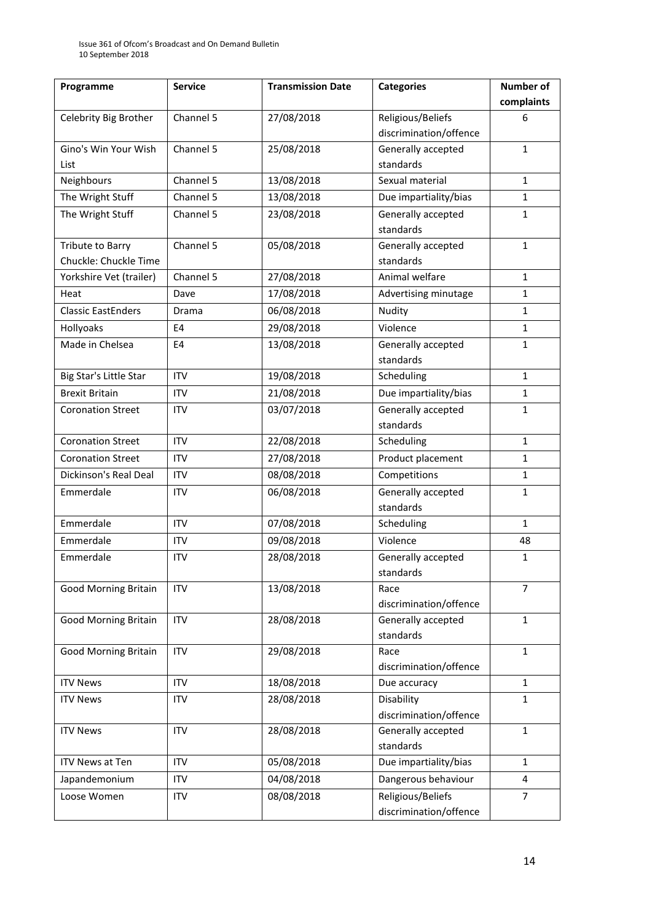| Programme | Service | Transmission Date | Categories | Number of complaints |
|---|---|---|---|---|
| Celebrity Big Brother | Channel 5 | 27/08/2018 | Religious/Beliefs discrimination/offence | 6 |
| Gino's Win Your Wish List | Channel 5 | 25/08/2018 | Generally accepted standards | 1 |
| Neighbours | Channel 5 | 13/08/2018 | Sexual material | 1 |
| The Wright Stuff | Channel 5 | 13/08/2018 | Due impartiality/bias | 1 |
| The Wright Stuff | Channel 5 | 23/08/2018 | Generally accepted standards | 1 |
| Tribute to Barry Chuckle: Chuckle Time | Channel 5 | 05/08/2018 | Generally accepted standards | 1 |
| Yorkshire Vet (trailer) | Channel 5 | 27/08/2018 | Animal welfare | 1 |
| Heat | Dave | 17/08/2018 | Advertising minutage | 1 |
| Classic EastEnders | Drama | 06/08/2018 | Nudity | 1 |
| Hollyoaks | E4 | 29/08/2018 | Violence | 1 |
| Made in Chelsea | E4 | 13/08/2018 | Generally accepted standards | 1 |
| Big Star's Little Star | ITV | 19/08/2018 | Scheduling | 1 |
| Brexit Britain | ITV | 21/08/2018 | Due impartiality/bias | 1 |
| Coronation Street | ITV | 03/07/2018 | Generally accepted standards | 1 |
| Coronation Street | ITV | 22/08/2018 | Scheduling | 1 |
| Coronation Street | ITV | 27/08/2018 | Product placement | 1 |
| Dickinson's Real Deal | ITV | 08/08/2018 | Competitions | 1 |
| Emmerdale | ITV | 06/08/2018 | Generally accepted standards | 1 |
| Emmerdale | ITV | 07/08/2018 | Scheduling | 1 |
| Emmerdale | ITV | 09/08/2018 | Violence | 48 |
| Emmerdale | ITV | 28/08/2018 | Generally accepted standards | 1 |
| Good Morning Britain | ITV | 13/08/2018 | Race discrimination/offence | 7 |
| Good Morning Britain | ITV | 28/08/2018 | Generally accepted standards | 1 |
| Good Morning Britain | ITV | 29/08/2018 | Race discrimination/offence | 1 |
| ITV News | ITV | 18/08/2018 | Due accuracy | 1 |
| ITV News | ITV | 28/08/2018 | Disability discrimination/offence | 1 |
| ITV News | ITV | 28/08/2018 | Generally accepted standards | 1 |
| ITV News at Ten | ITV | 05/08/2018 | Due impartiality/bias | 1 |
| Japandemonium | ITV | 04/08/2018 | Dangerous behaviour | 4 |
| Loose Women | ITV | 08/08/2018 | Religious/Beliefs discrimination/offence | 7 |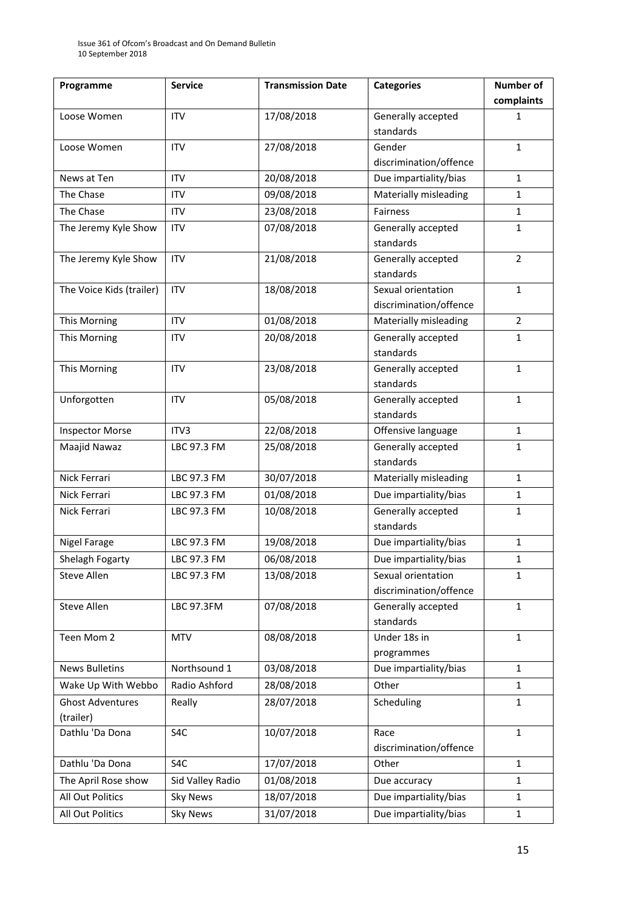| Programme | Service | Transmission Date | Categories | Number of complaints |
|---|---|---|---|---|
| Loose Women | ITV | 17/08/2018 | Generally accepted standards | 1 |
| Loose Women | ITV | 27/08/2018 | Gender discrimination/offence | 1 |
| News at Ten | ITV | 20/08/2018 | Due impartiality/bias | 1 |
| The Chase | ITV | 09/08/2018 | Materially misleading | 1 |
| The Chase | ITV | 23/08/2018 | Fairness | 1 |
| The Jeremy Kyle Show | ITV | 07/08/2018 | Generally accepted standards | 1 |
| The Jeremy Kyle Show | ITV | 21/08/2018 | Generally accepted standards | 2 |
| The Voice Kids (trailer) | ITV | 18/08/2018 | Sexual orientation discrimination/offence | 1 |
| This Morning | ITV | 01/08/2018 | Materially misleading | 2 |
| This Morning | ITV | 20/08/2018 | Generally accepted standards | 1 |
| This Morning | ITV | 23/08/2018 | Generally accepted standards | 1 |
| Unforgotten | ITV | 05/08/2018 | Generally accepted standards | 1 |
| Inspector Morse | ITV3 | 22/08/2018 | Offensive language | 1 |
| Maajid Nawaz | LBC 97.3 FM | 25/08/2018 | Generally accepted standards | 1 |
| Nick Ferrari | LBC 97.3 FM | 30/07/2018 | Materially misleading | 1 |
| Nick Ferrari | LBC 97.3 FM | 01/08/2018 | Due impartiality/bias | 1 |
| Nick Ferrari | LBC 97.3 FM | 10/08/2018 | Generally accepted standards | 1 |
| Nigel Farage | LBC 97.3 FM | 19/08/2018 | Due impartiality/bias | 1 |
| Shelagh Fogarty | LBC 97.3 FM | 06/08/2018 | Due impartiality/bias | 1 |
| Steve Allen | LBC 97.3 FM | 13/08/2018 | Sexual orientation discrimination/offence | 1 |
| Steve Allen | LBC 97.3FM | 07/08/2018 | Generally accepted standards | 1 |
| Teen Mom 2 | MTV | 08/08/2018 | Under 18s in programmes | 1 |
| News Bulletins | Northsound 1 | 03/08/2018 | Due impartiality/bias | 1 |
| Wake Up With Webbo | Radio Ashford | 28/08/2018 | Other | 1 |
| Ghost Adventures (trailer) | Really | 28/07/2018 | Scheduling | 1 |
| Dathlu 'Da Dona | S4C | 10/07/2018 | Race discrimination/offence | 1 |
| Dathlu 'Da Dona | S4C | 17/07/2018 | Other | 1 |
| The April Rose show | Sid Valley Radio | 01/08/2018 | Due accuracy | 1 |
| All Out Politics | Sky News | 18/07/2018 | Due impartiality/bias | 1 |
| All Out Politics | Sky News | 31/07/2018 | Due impartiality/bias | 1 |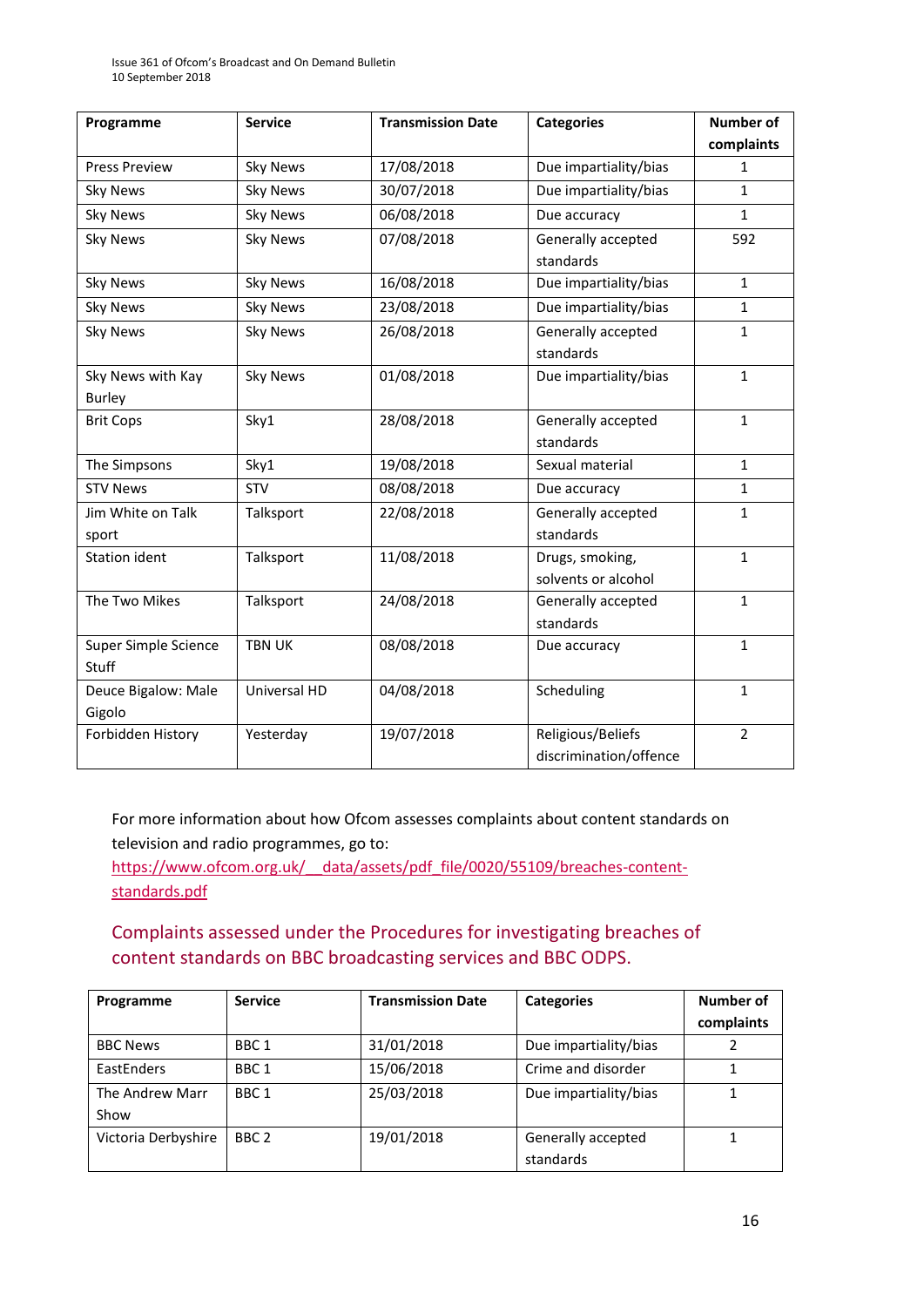| Programme | Service | Transmission Date | Categories | Number of complaints |
|---|---|---|---|---|
| Press Preview | Sky News | 17/08/2018 | Due impartiality/bias | 1 |
| Sky News | Sky News | 30/07/2018 | Due impartiality/bias | 1 |
| Sky News | Sky News | 06/08/2018 | Due accuracy | 1 |
| Sky News | Sky News | 07/08/2018 | Generally accepted standards | 592 |
| Sky News | Sky News | 16/08/2018 | Due impartiality/bias | 1 |
| Sky News | Sky News | 23/08/2018 | Due impartiality/bias | 1 |
| Sky News | Sky News | 26/08/2018 | Generally accepted standards | 1 |
| Sky News with Kay Burley | Sky News | 01/08/2018 | Due impartiality/bias | 1 |
| Brit Cops | Sky1 | 28/08/2018 | Generally accepted standards | 1 |
| The Simpsons | Sky1 | 19/08/2018 | Sexual material | 1 |
| STV News | STV | 08/08/2018 | Due accuracy | 1 |
| Jim White on Talk sport | Talksport | 22/08/2018 | Generally accepted standards | 1 |
| Station ident | Talksport | 11/08/2018 | Drugs, smoking, solvents or alcohol | 1 |
| The Two Mikes | Talksport | 24/08/2018 | Generally accepted standards | 1 |
| Super Simple Science Stuff | TBN UK | 08/08/2018 | Due accuracy | 1 |
| Deuce Bigalow: Male Gigolo | Universal HD | 04/08/2018 | Scheduling | 1 |
| Forbidden History | Yesterday | 19/07/2018 | Religious/Beliefs discrimination/offence | 2 |

For more information about how Ofcom assesses complaints about content standards on television and radio programmes, go to: https://www.ofcom.org.uk/__data/assets/pdf_file/0020/55109/breaches-content-standards.pdf

## Complaints assessed under the Procedures for investigating breaches of content standards on BBC broadcasting services and BBC ODPS.

| Programme | Service | Transmission Date | Categories | Number of complaints |
|---|---|---|---|---|
| BBC News | BBC 1 | 31/01/2018 | Due impartiality/bias | 2 |
| EastEnders | BBC 1 | 15/06/2018 | Crime and disorder | 1 |
| The Andrew Marr Show | BBC 1 | 25/03/2018 | Due impartiality/bias | 1 |
| Victoria Derbyshire | BBC 2 | 19/01/2018 | Generally accepted standards | 1 |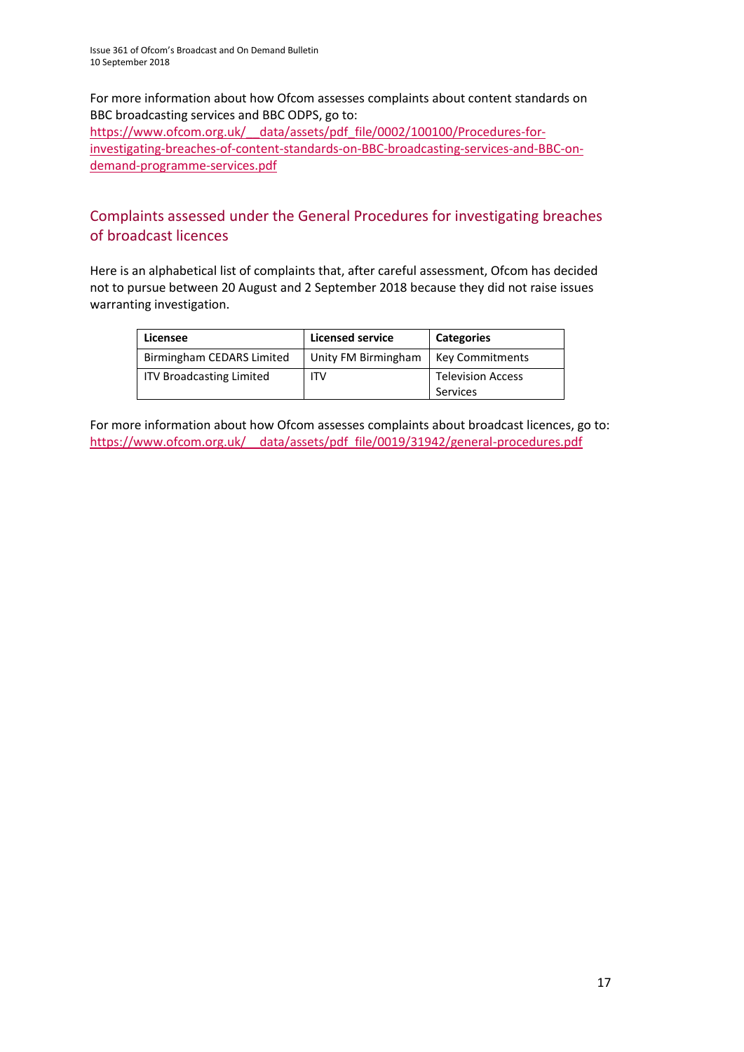For more information about how Ofcom assesses complaints about content standards on BBC broadcasting services and BBC ODPS, go to:
https://www.ofcom.org.uk/__data/assets/pdf_file/0002/100100/Procedures-for-investigating-breaches-of-content-standards-on-BBC-broadcasting-services-and-BBC-on-demand-programme-services.pdf

## Complaints assessed under the General Procedures for investigating breaches of broadcast licences

Here is an alphabetical list of complaints that, after careful assessment, Ofcom has decided not to pursue between 20 August and 2 September 2018 because they did not raise issues warranting investigation.

| Licensee | Licensed service | Categories |
|---|---|---|
| Birmingham CEDARS Limited | Unity FM Birmingham | Key Commitments |
| ITV Broadcasting Limited | ITV | Television Access Services |

For more information about how Ofcom assesses complaints about broadcast licences, go to:
https://www.ofcom.org.uk/__data/assets/pdf_file/0019/31942/general-procedures.pdf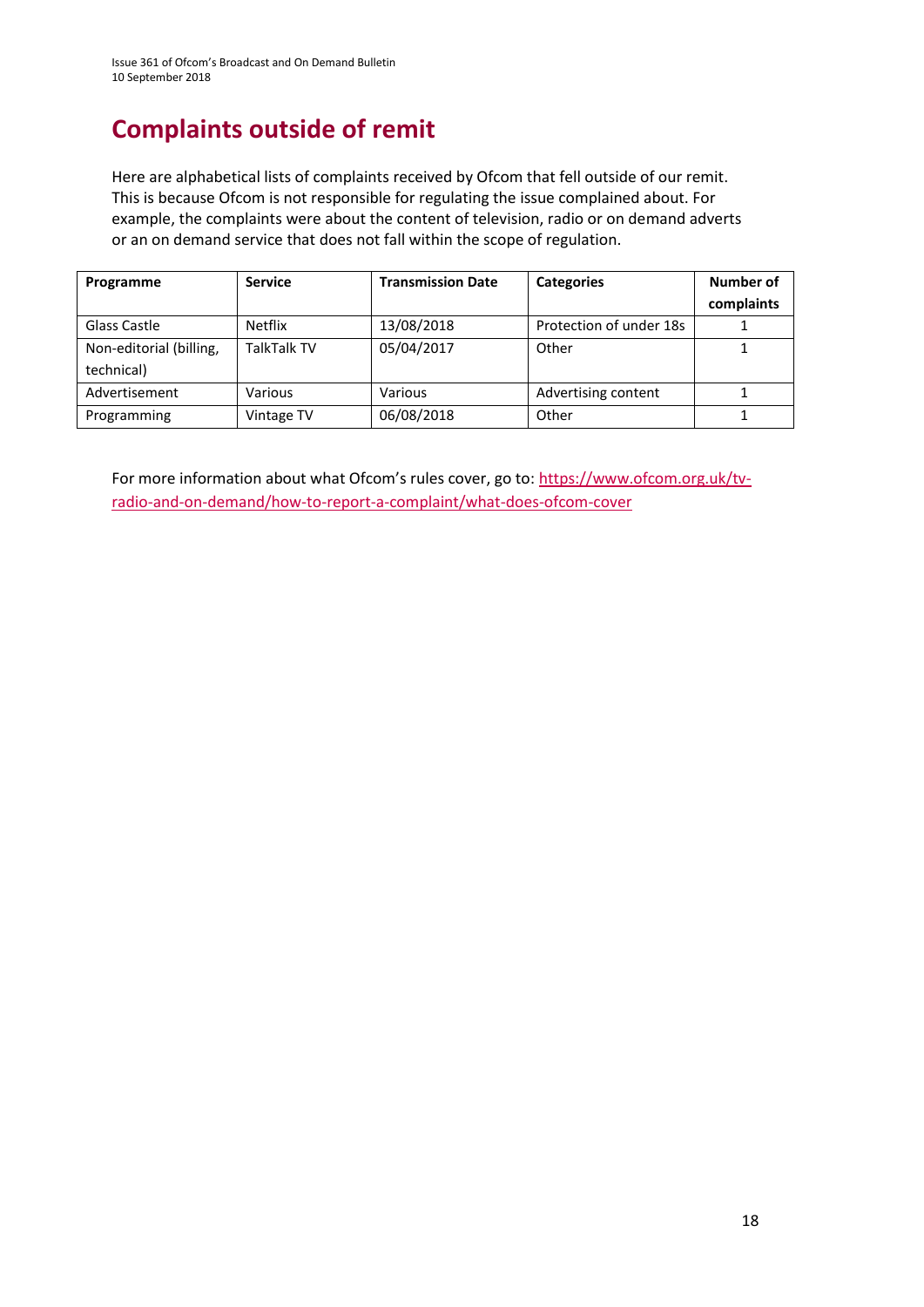# Complaints outside of remit

Here are alphabetical lists of complaints received by Ofcom that fell outside of our remit. This is because Ofcom is not responsible for regulating the issue complained about. For example, the complaints were about the content of television, radio or on demand adverts or an on demand service that does not fall within the scope of regulation.

| Programme | Service | Transmission Date | Categories | Number of complaints |
|---|---|---|---|---|
| Glass Castle | Netflix | 13/08/2018 | Protection of under 18s | 1 |
| Non-editorial (billing, technical) | TalkTalk TV | 05/04/2017 | Other | 1 |
| Advertisement | Various | Various | Advertising content | 1 |
| Programming | Vintage TV | 06/08/2018 | Other | 1 |

For more information about what Ofcom's rules cover, go to: [https://www.ofcom.org.uk/tv-radio-and-on-demand/how-to-report-a-complaint/what-does-ofcom-cover](https://www.ofcom.org.uk/tv-radio-and-on-demand/how-to-report-a-complaint/what-does-ofcom-cover)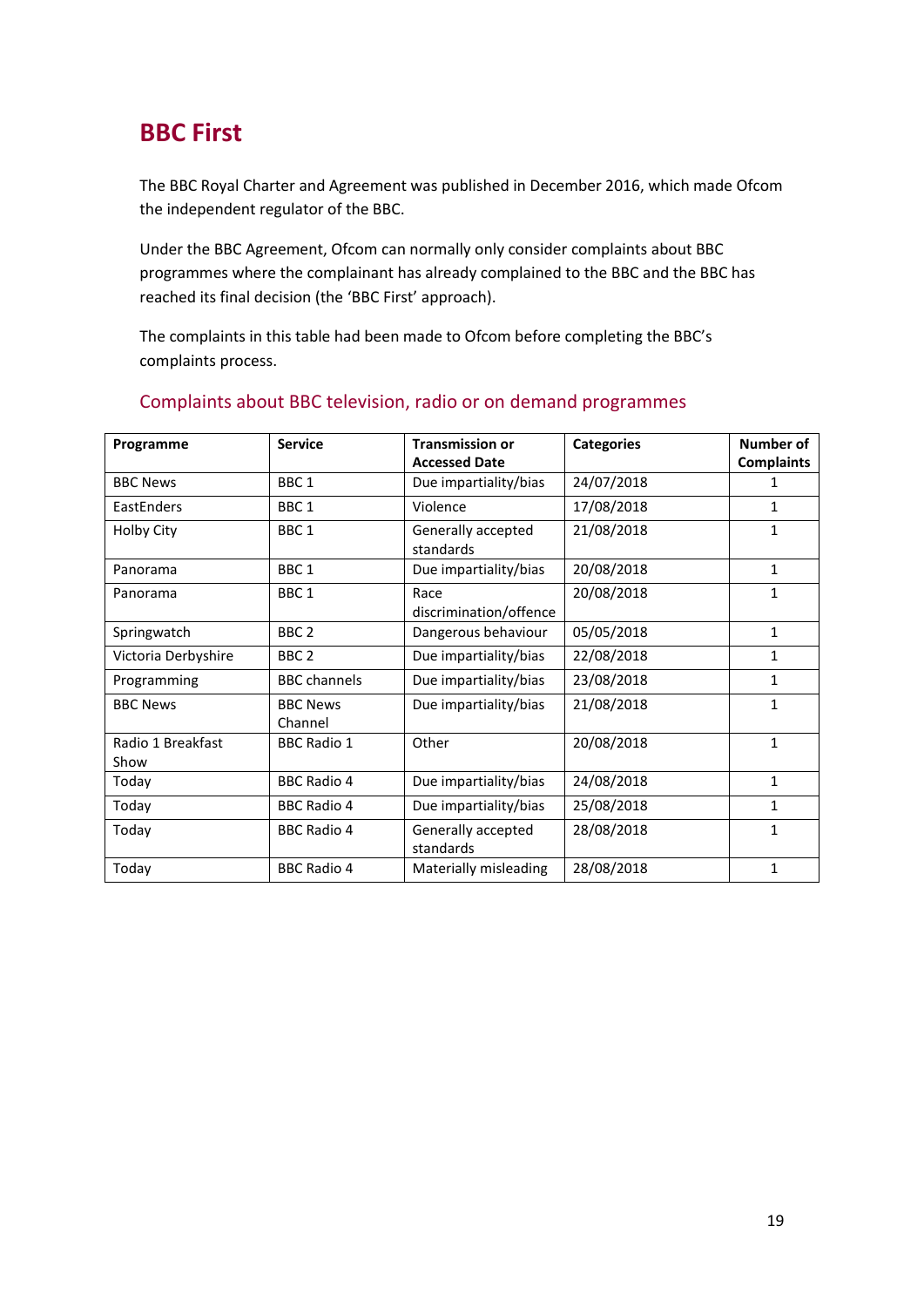## BBC First

The BBC Royal Charter and Agreement was published in December 2016, which made Ofcom the independent regulator of the BBC.

Under the BBC Agreement, Ofcom can normally only consider complaints about BBC programmes where the complainant has already complained to the BBC and the BBC has reached its final decision (the 'BBC First' approach).

The complaints in this table had been made to Ofcom before completing the BBC's complaints process.

### Complaints about BBC television, radio or on demand programmes

| Programme | Service | Transmission or Accessed Date | Categories | Number of Complaints |
|---|---|---|---|---|
| BBC News | BBC 1 | Due impartiality/bias | 24/07/2018 | 1 |
| EastEnders | BBC 1 | Violence | 17/08/2018 | 1 |
| Holby City | BBC 1 | Generally accepted standards | 21/08/2018 | 1 |
| Panorama | BBC 1 | Due impartiality/bias | 20/08/2018 | 1 |
| Panorama | BBC 1 | Race discrimination/offence | 20/08/2018 | 1 |
| Springwatch | BBC 2 | Dangerous behaviour | 05/05/2018 | 1 |
| Victoria Derbyshire | BBC 2 | Due impartiality/bias | 22/08/2018 | 1 |
| Programming | BBC channels | Due impartiality/bias | 23/08/2018 | 1 |
| BBC News | BBC News Channel | Due impartiality/bias | 21/08/2018 | 1 |
| Radio 1 Breakfast Show | BBC Radio 1 | Other | 20/08/2018 | 1 |
| Today | BBC Radio 4 | Due impartiality/bias | 24/08/2018 | 1 |
| Today | BBC Radio 4 | Due impartiality/bias | 25/08/2018 | 1 |
| Today | BBC Radio 4 | Generally accepted standards | 28/08/2018 | 1 |
| Today | BBC Radio 4 | Materially misleading | 28/08/2018 | 1 |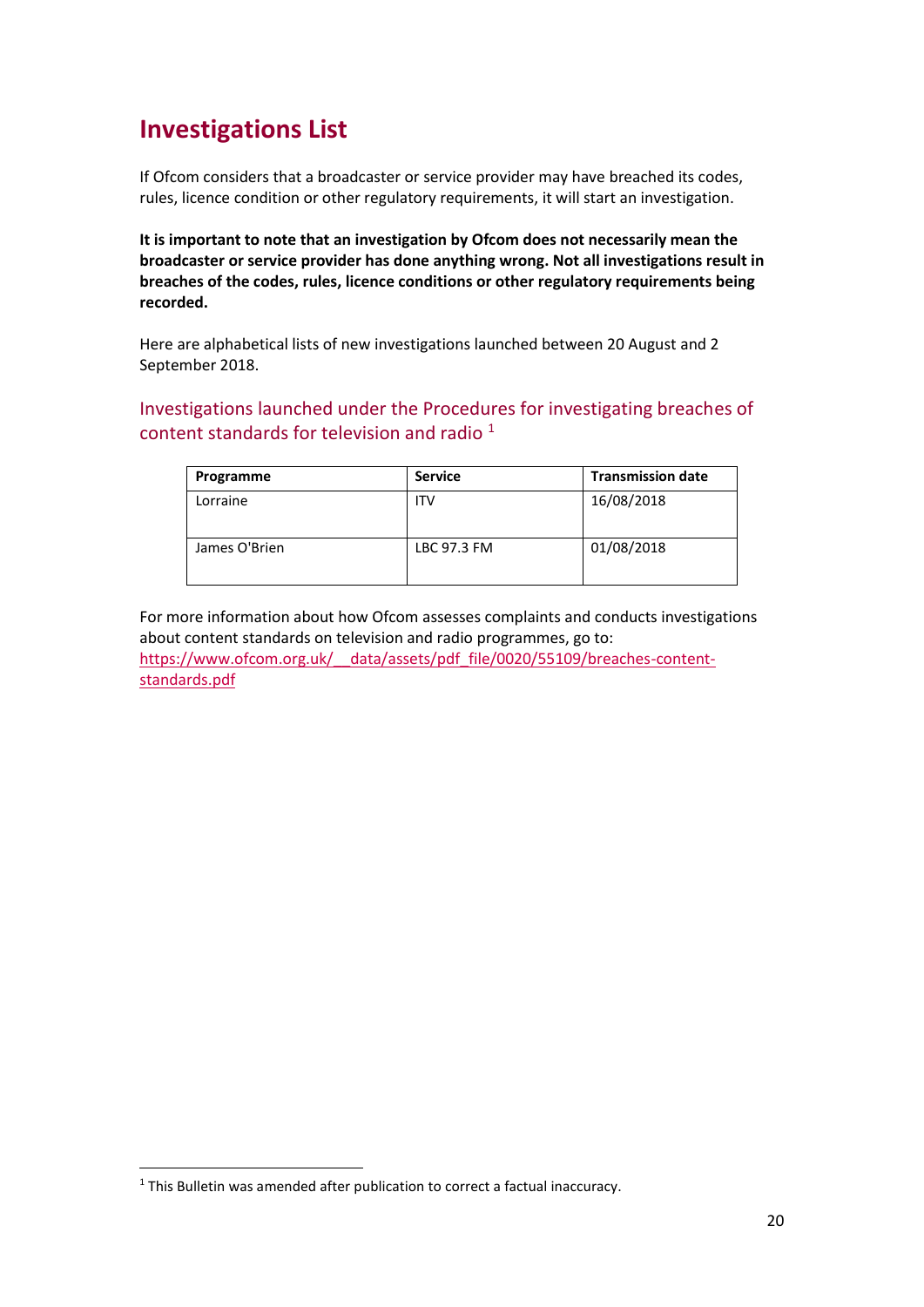# Investigations List

If Ofcom considers that a broadcaster or service provider may have breached its codes, rules, licence condition or other regulatory requirements, it will start an investigation.

**It is important to note that an investigation by Ofcom does not necessarily mean the broadcaster or service provider has done anything wrong. Not all investigations result in breaches of the codes, rules, licence conditions or other regulatory requirements being recorded.**

Here are alphabetical lists of new investigations launched between 20 August and 2 September 2018.

## Investigations launched under the Procedures for investigating breaches of content standards for television and radio [1]

| Programme | Service | Transmission date |
| --- | --- | --- |
| Lorraine | ITV | 16/08/2018 |
| James O'Brien | LBC 97.3 FM | 01/08/2018 |

For more information about how Ofcom assesses complaints and conducts investigations about content standards on television and radio programmes, go to: https://www.ofcom.org.uk/__data/assets/pdf_file/0020/55109/breaches-content-standards.pdf

[1] This Bulletin was amended after publication to correct a factual inaccuracy.